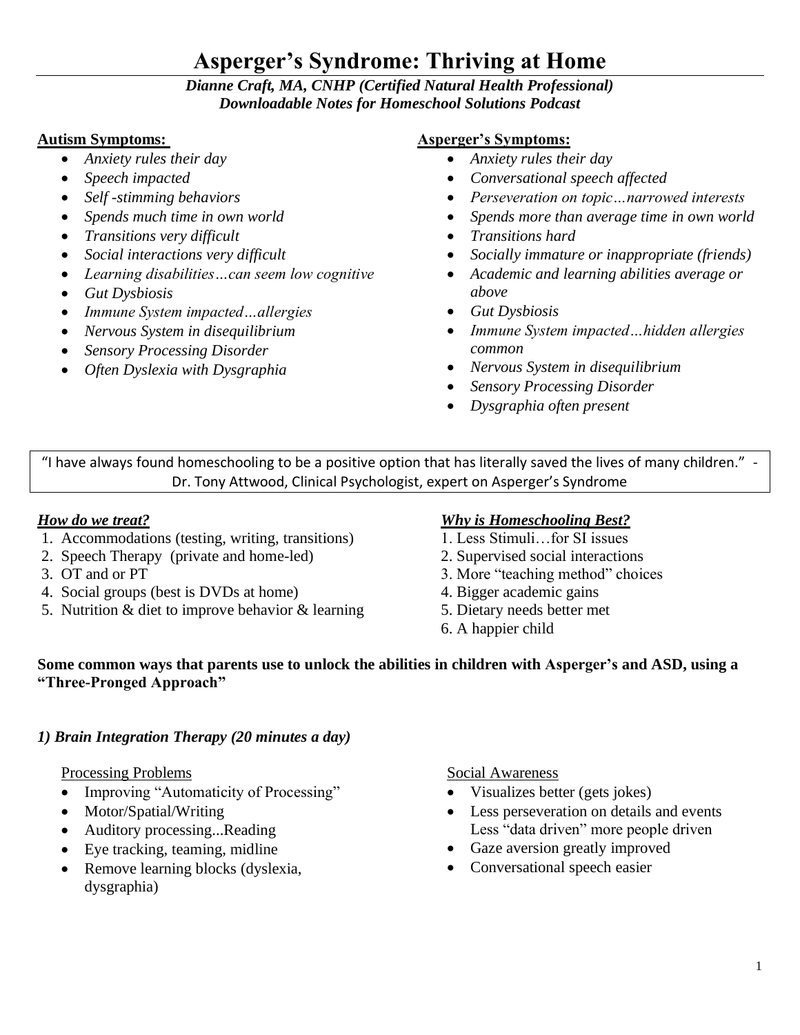# Asperger's Syndrome: Thriving at Home

***Dianne Craft, MA, CNHP (Certified Natural Health Professional)***
***Downloadable Notes for Homeschool Solutions Podcast***

**Autism Symptoms:**

- *Anxiety rules their day*
- *Speech impacted*
- *Self -stimming behaviors*
- *Spends much time in own world*
- *Transitions very difficult*
- *Social interactions very difficult*
- *Learning disabilities…can seem low cognitive*
- *Gut Dysbiosis*
- *Immune System impacted…allergies*
- *Nervous System in disequilibrium*
- *Sensory Processing Disorder*
- *Often Dyslexia with Dysgraphia*

**Asperger's Symptoms:**

- *Anxiety rules their day*
- *Conversational speech affected*
- *Perseveration on topic…narrowed interests*
- *Spends more than average time in own world*
- *Transitions hard*
- *Socially immature or inappropriate (friends)*
- *Academic and learning abilities average or above*
- *Gut Dysbiosis*
- *Immune System impacted…hidden allergies common*
- *Nervous System in disequilibrium*
- *Sensory Processing Disorder*
- *Dysgraphia often present*

> "I have always found homeschooling to be a positive option that has literally saved the lives of many children." - Dr. Tony Attwood, Clinical Psychologist, expert on Asperger's Syndrome

***How do we treat?***

1. Accommodations (testing, writing, transitions)
2. Speech Therapy (private and home-led)
3. OT and or PT
4. Social groups (best is DVDs at home)
5. Nutrition & diet to improve behavior & learning

***Why is Homeschooling Best?***

1. Less Stimuli…for SI issues
2. Supervised social interactions
3. More "teaching method" choices
4. Bigger academic gains
5. Dietary needs better met
6. A happier child

**Some common ways that parents use to unlock the abilities in children with Asperger's and ASD, using a "Three-Pronged Approach"**

### *1) Brain Integration Therapy (20 minutes a day)*

Processing Problems

- Improving "Automaticity of Processing"
- Motor/Spatial/Writing
- Auditory processing...Reading
- Eye tracking, teaming, midline
- Remove learning blocks (dyslexia, dysgraphia)

Social Awareness

- Visualizes better (gets jokes)
- Less perseveration on details and events
  Less "data driven" more people driven
- Gaze aversion greatly improved
- Conversational speech easier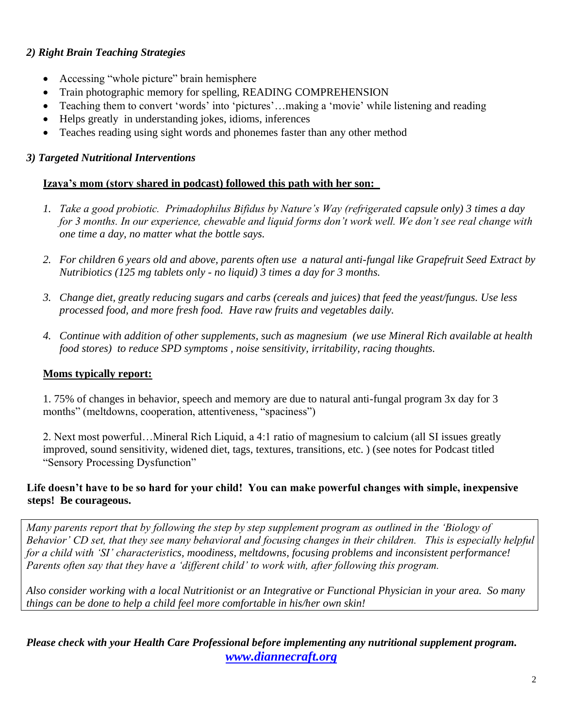### *2) Right Brain Teaching Strategies*

- Accessing "whole picture" brain hemisphere
- Train photographic memory for spelling, READING COMPREHENSION
- Teaching them to convert 'words' into 'pictures'…making a 'movie' while listening and reading
- Helps greatly in understanding jokes, idioms, inferences
- Teaches reading using sight words and phonemes faster than any other method

### *3) Targeted Nutritional Interventions*

**Izaya's mom (story shared in podcast) followed this path with her son:**

1. *Take a good probiotic. Primadophilus Bifidus by Nature's Way (refrigerated capsule only) 3 times a day for 3 months. In our experience, chewable and liquid forms don't work well. We don't see real change with one time a day, no matter what the bottle says.*
2. *For children 6 years old and above, parents often use a natural anti-fungal like Grapefruit Seed Extract by Nutribiotics (125 mg tablets only - no liquid) 3 times a day for 3 months.*
3. *Change diet, greatly reducing sugars and carbs (cereals and juices) that feed the yeast/fungus. Use less processed food, and more fresh food. Have raw fruits and vegetables daily.*
4. *Continue with addition of other supplements, such as magnesium (we use Mineral Rich available at health food stores) to reduce SPD symptoms , noise sensitivity, irritability, racing thoughts.*

**Moms typically report:**

1. 75% of changes in behavior, speech and memory are due to natural anti-fungal program 3x day for 3 months" (meltdowns, cooperation, attentiveness, "spaciness")

2. Next most powerful…Mineral Rich Liquid, a 4:1 ratio of magnesium to calcium (all SI issues greatly improved, sound sensitivity, widened diet, tags, textures, transitions, etc. ) (see notes for Podcast titled "Sensory Processing Dysfunction"

**Life doesn't have to be so hard for your child! You can make powerful changes with simple, inexpensive steps! Be courageous.**

*Many parents report that by following the step by step supplement program as outlined in the 'Biology of Behavior' CD set, that they see many behavioral and focusing changes in their children. This is especially helpful for a child with 'SI' characteristics, moodiness, meltdowns, focusing problems and inconsistent performance! Parents often say that they have a 'different child' to work with, after following this program.*

*Also consider working with a local Nutritionist or an Integrative or Functional Physician in your area. So many things can be done to help a child feel more comfortable in his/her own skin!*

***Please check with your Health Care Professional before implementing any nutritional supplement program.***
***www.diannecraft.org***